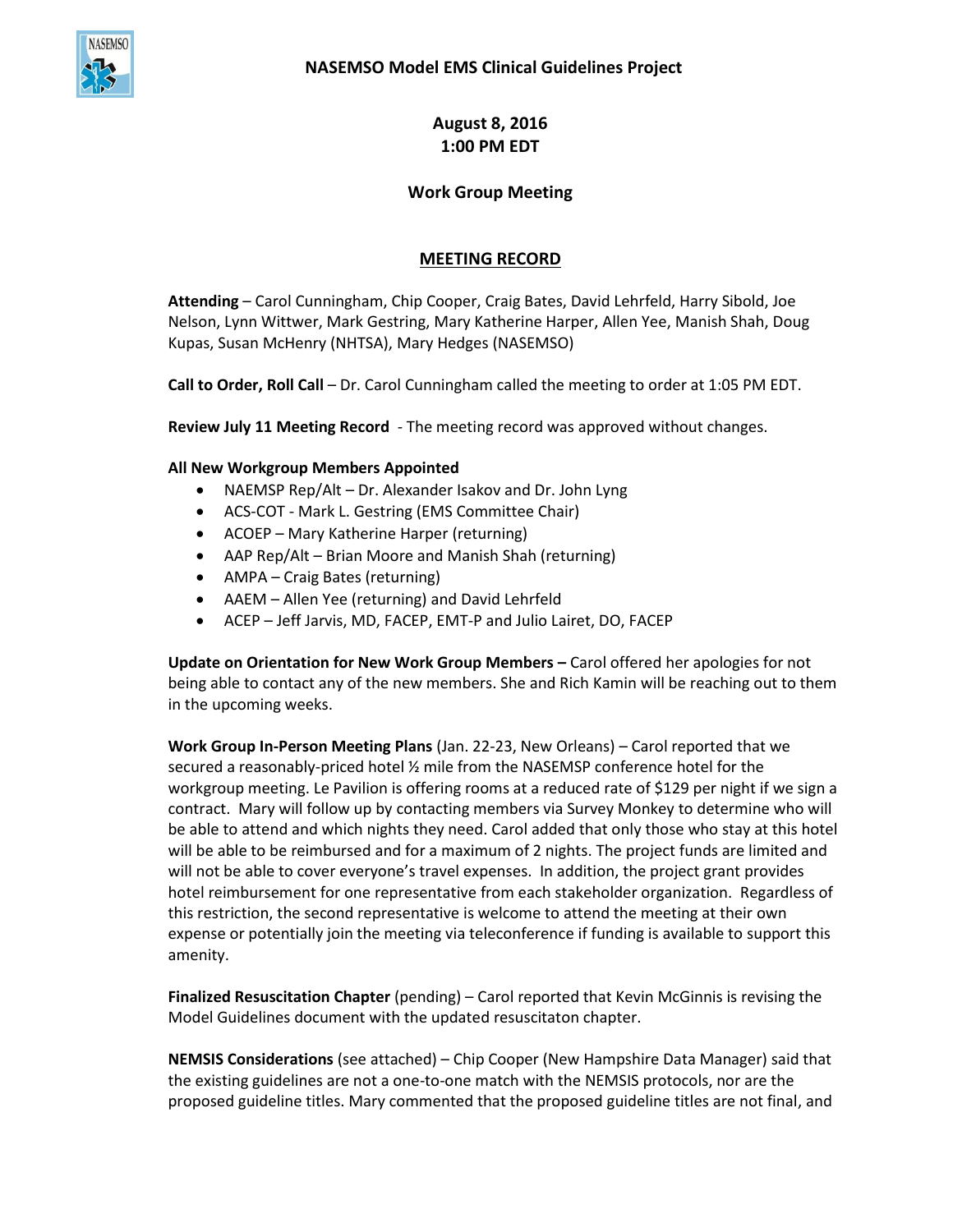# NASEMSO Model EMS Clinical Guidelines Project

**August 8, 2016**
**1:00 PM EDT**

**Work Group Meeting**

## MEETING RECORD

**Attending** – Carol Cunningham, Chip Cooper, Craig Bates, David Lehrfeld, Harry Sibold, Joe Nelson, Lynn Wittwer, Mark Gestring, Mary Katherine Harper, Allen Yee, Manish Shah, Doug Kupas, Susan McHenry (NHTSA), Mary Hedges (NASEMSO)

**Call to Order, Roll Call** – Dr. Carol Cunningham called the meeting to order at 1:05 PM EDT.

**Review July 11 Meeting Record** - The meeting record was approved without changes.

**All New Workgroup Members Appointed**

- NAEMSP Rep/Alt – Dr. Alexander Isakov and Dr. John Lyng
- ACS-COT - Mark L. Gestring (EMS Committee Chair)
- ACOEP – Mary Katherine Harper (returning)
- AAP Rep/Alt – Brian Moore and Manish Shah (returning)
- AMPA – Craig Bates (returning)
- AAEM – Allen Yee (returning) and David Lehrfeld
- ACEP – Jeff Jarvis, MD, FACEP, EMT-P and Julio Lairet, DO, FACEP

**Update on Orientation for New Work Group Members –** Carol offered her apologies for not being able to contact any of the new members. She and Rich Kamin will be reaching out to them in the upcoming weeks.

**Work Group In-Person Meeting Plans** (Jan. 22-23, New Orleans) – Carol reported that we secured a reasonably-priced hotel ½ mile from the NASEMSP conference hotel for the workgroup meeting. Le Pavilion is offering rooms at a reduced rate of $129 per night if we sign a contract. Mary will follow up by contacting members via Survey Monkey to determine who will be able to attend and which nights they need. Carol added that only those who stay at this hotel will be able to be reimbursed and for a maximum of 2 nights. The project funds are limited and will not be able to cover everyone's travel expenses. In addition, the project grant provides hotel reimbursement for one representative from each stakeholder organization. Regardless of this restriction, the second representative is welcome to attend the meeting at their own expense or potentially join the meeting via teleconference if funding is available to support this amenity.

**Finalized Resuscitation Chapter** (pending) – Carol reported that Kevin McGinnis is revising the Model Guidelines document with the updated resuscitaton chapter.

**NEMSIS Considerations** (see attached) – Chip Cooper (New Hampshire Data Manager) said that the existing guidelines are not a one-to-one match with the NEMSIS protocols, nor are the proposed guideline titles. Mary commented that the proposed guideline titles are not final, and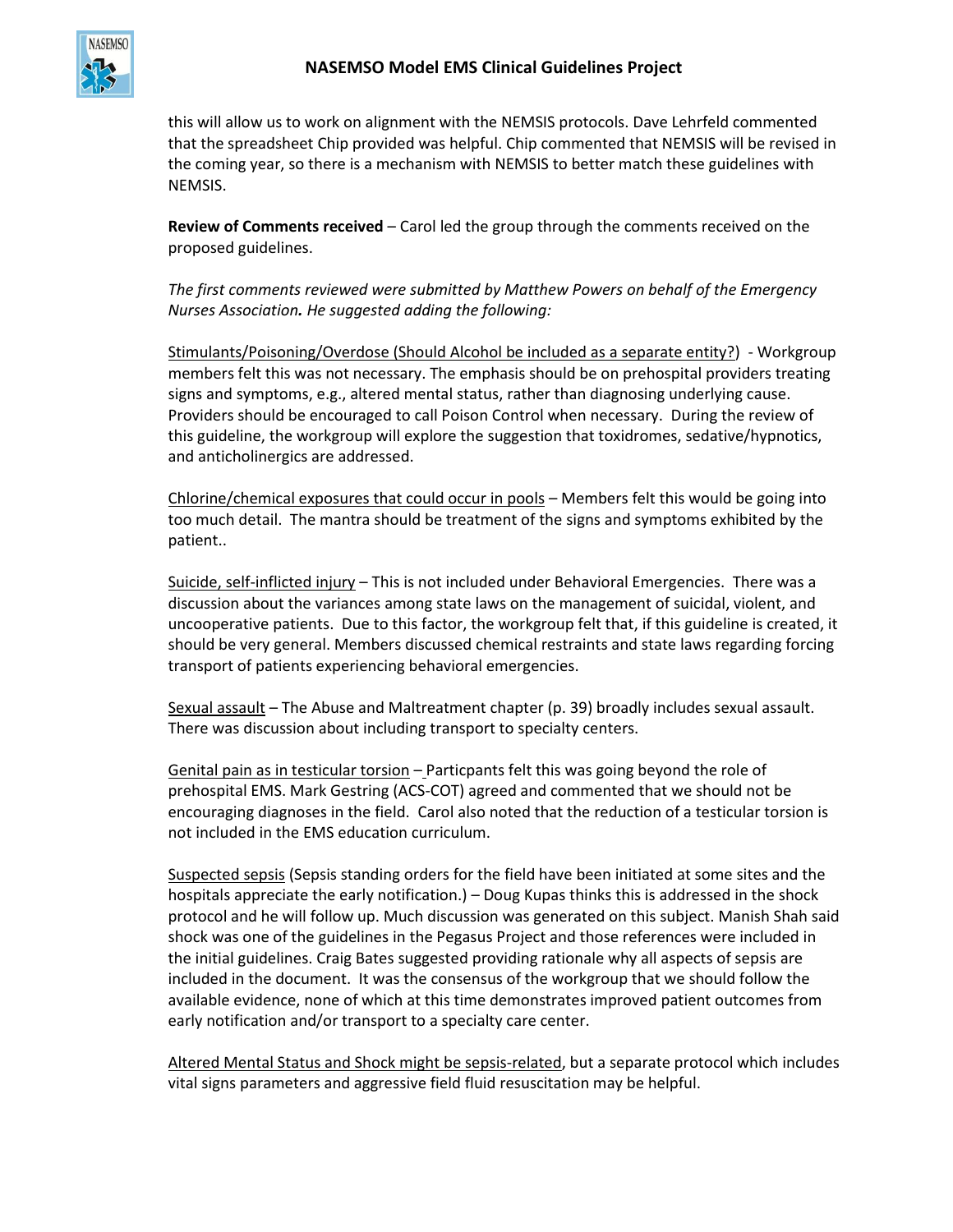this will allow us to work on alignment with the NEMSIS protocols. Dave Lehrfeld commented that the spreadsheet Chip provided was helpful. Chip commented that NEMSIS will be revised in the coming year, so there is a mechanism with NEMSIS to better match these guidelines with NEMSIS.

**Review of Comments received** – Carol led the group through the comments received on the proposed guidelines.

*The first comments reviewed were submitted by Matthew Powers on behalf of the Emergency Nurses Association. He suggested adding the following:*

<u>Stimulants/Poisoning/Overdose (Should Alcohol be included as a separate entity?)</u> - Workgroup members felt this was not necessary. The emphasis should be on prehospital providers treating signs and symptoms, e.g., altered mental status, rather than diagnosing underlying cause. Providers should be encouraged to call Poison Control when necessary. During the review of this guideline, the workgroup will explore the suggestion that toxidromes, sedative/hypnotics, and anticholinergics are addressed.

<u>Chlorine/chemical exposures that could occur in pools</u> – Members felt this would be going into too much detail. The mantra should be treatment of the signs and symptoms exhibited by the patient..

<u>Suicide, self-inflicted injury</u> – This is not included under Behavioral Emergencies. There was a discussion about the variances among state laws on the management of suicidal, violent, and uncooperative patients. Due to this factor, the workgroup felt that, if this guideline is created, it should be very general. Members discussed chemical restraints and state laws regarding forcing transport of patients experiencing behavioral emergencies.

<u>Sexual assault</u> – The Abuse and Maltreatment chapter (p. 39) broadly includes sexual assault. There was discussion about including transport to specialty centers.

<u>Genital pain as in testicular torsion</u> – Particpants felt this was going beyond the role of prehospital EMS. Mark Gestring (ACS-COT) agreed and commented that we should not be encouraging diagnoses in the field. Carol also noted that the reduction of a testicular torsion is not included in the EMS education curriculum.

<u>Suspected sepsis</u> (Sepsis standing orders for the field have been initiated at some sites and the hospitals appreciate the early notification.) – Doug Kupas thinks this is addressed in the shock protocol and he will follow up. Much discussion was generated on this subject. Manish Shah said shock was one of the guidelines in the Pegasus Project and those references were included in the initial guidelines. Craig Bates suggested providing rationale why all aspects of sepsis are included in the document. It was the consensus of the workgroup that we should follow the available evidence, none of which at this time demonstrates improved patient outcomes from early notification and/or transport to a specialty care center.

<u>Altered Mental Status and Shock might be sepsis-related</u>, but a separate protocol which includes vital signs parameters and aggressive field fluid resuscitation may be helpful.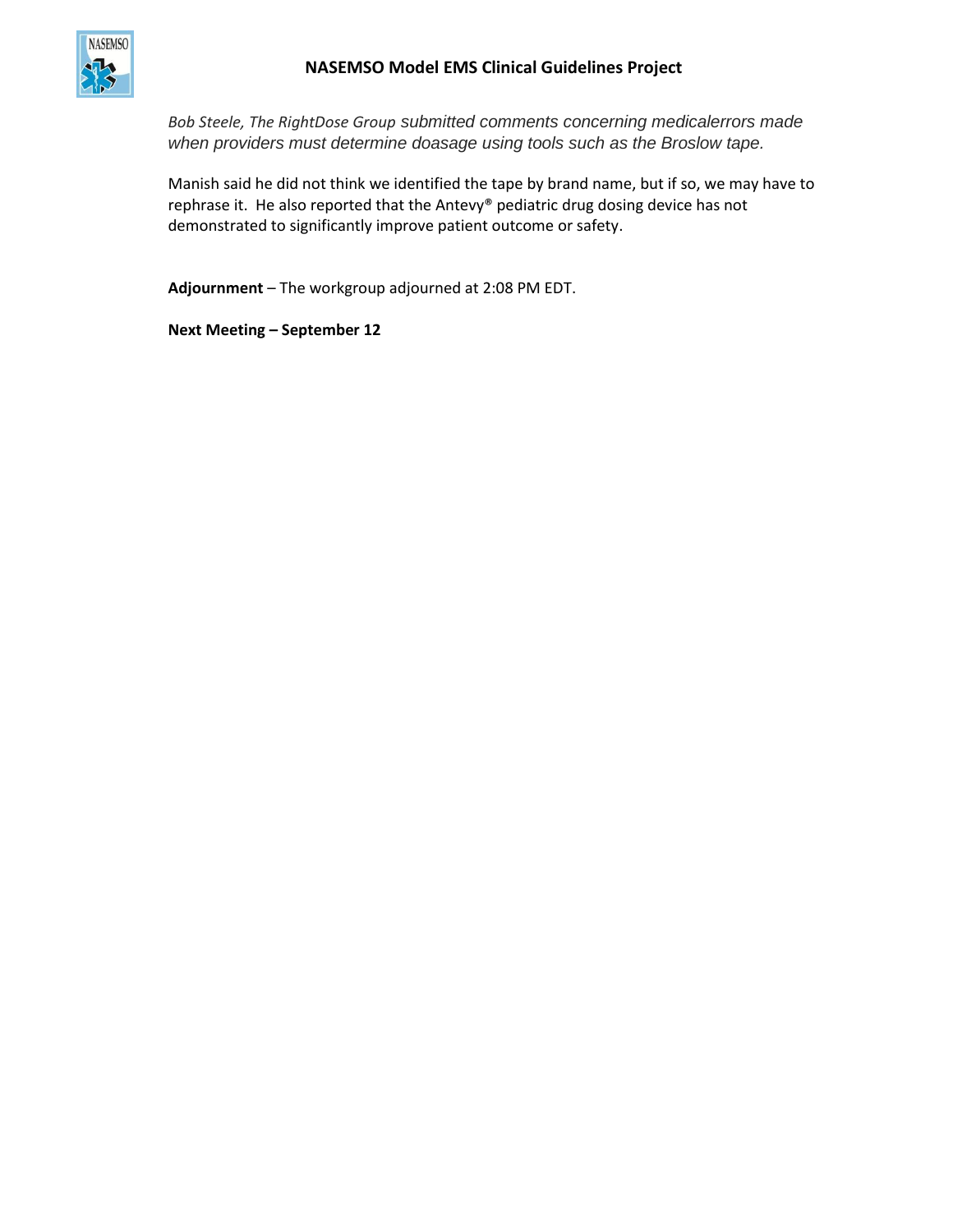*Bob Steele, The RightDose Group submitted comments concerning medicalerrors made when providers must determine doasage using tools such as the Broslow tape.*

Manish said he did not think we identified the tape by brand name, but if so, we may have to rephrase it. He also reported that the Antevy® pediatric drug dosing device has not demonstrated to significantly improve patient outcome or safety.

**Adjournment** – The workgroup adjourned at 2:08 PM EDT.

**Next Meeting – September 12**